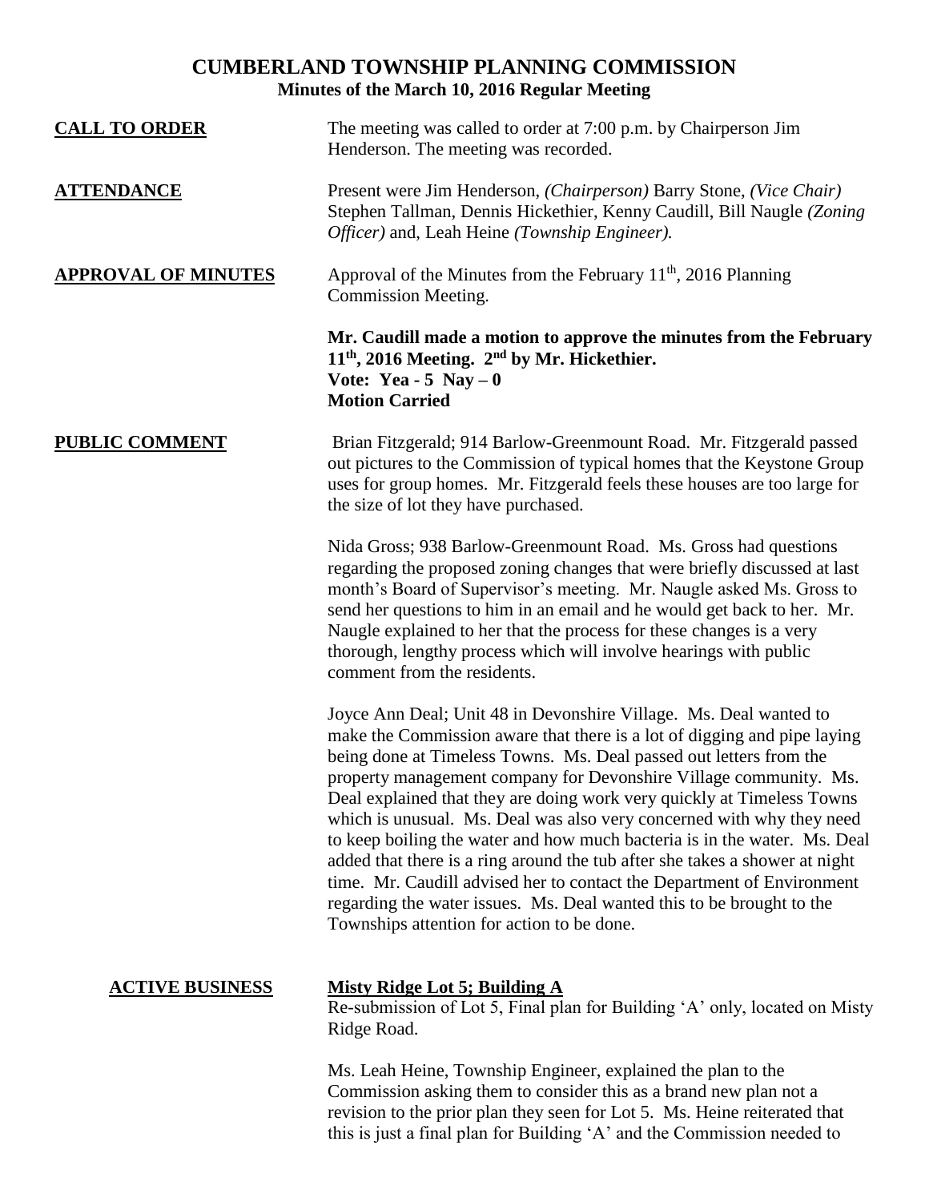# CUMBERLAND TOWNSHIP PLANNING COMMISSION

## Minutes of the March 10, 2016 Regular Meeting

**CALL TO ORDER**

The meeting was called to order at 7:00 p.m. by Chairperson Jim Henderson. The meeting was recorded.

**ATTENDANCE**

Present were Jim Henderson, *(Chairperson)* Barry Stone, *(Vice Chair)* Stephen Tallman, Dennis Hickethier, Kenny Caudill, Bill Naugle *(Zoning Officer)* and, Leah Heine *(Township Engineer).*

**APPROVAL OF MINUTES**

Approval of the Minutes from the February 11th, 2016 Planning Commission Meeting.

**Mr. Caudill made a motion to approve the minutes from the February 11th, 2016 Meeting. 2nd by Mr. Hickethier.**
**Vote: Yea - 5 Nay – 0**
**Motion Carried**

**PUBLIC COMMENT**

Brian Fitzgerald; 914 Barlow-Greenmount Road. Mr. Fitzgerald passed out pictures to the Commission of typical homes that the Keystone Group uses for group homes. Mr. Fitzgerald feels these houses are too large for the size of lot they have purchased.

Nida Gross; 938 Barlow-Greenmount Road. Ms. Gross had questions regarding the proposed zoning changes that were briefly discussed at last month's Board of Supervisor's meeting. Mr. Naugle asked Ms. Gross to send her questions to him in an email and he would get back to her. Mr. Naugle explained to her that the process for these changes is a very thorough, lengthy process which will involve hearings with public comment from the residents.

Joyce Ann Deal; Unit 48 in Devonshire Village. Ms. Deal wanted to make the Commission aware that there is a lot of digging and pipe laying being done at Timeless Towns. Ms. Deal passed out letters from the property management company for Devonshire Village community. Ms. Deal explained that they are doing work very quickly at Timeless Towns which is unusual. Ms. Deal was also very concerned with why they need to keep boiling the water and how much bacteria is in the water. Ms. Deal added that there is a ring around the tub after she takes a shower at night time. Mr. Caudill advised her to contact the Department of Environment regarding the water issues. Ms. Deal wanted this to be brought to the Townships attention for action to be done.

**ACTIVE BUSINESS**

**Misty Ridge Lot 5; Building A**

Re-submission of Lot 5, Final plan for Building 'A' only, located on Misty Ridge Road.

Ms. Leah Heine, Township Engineer, explained the plan to the Commission asking them to consider this as a brand new plan not a revision to the prior plan they seen for Lot 5. Ms. Heine reiterated that this is just a final plan for Building 'A' and the Commission needed to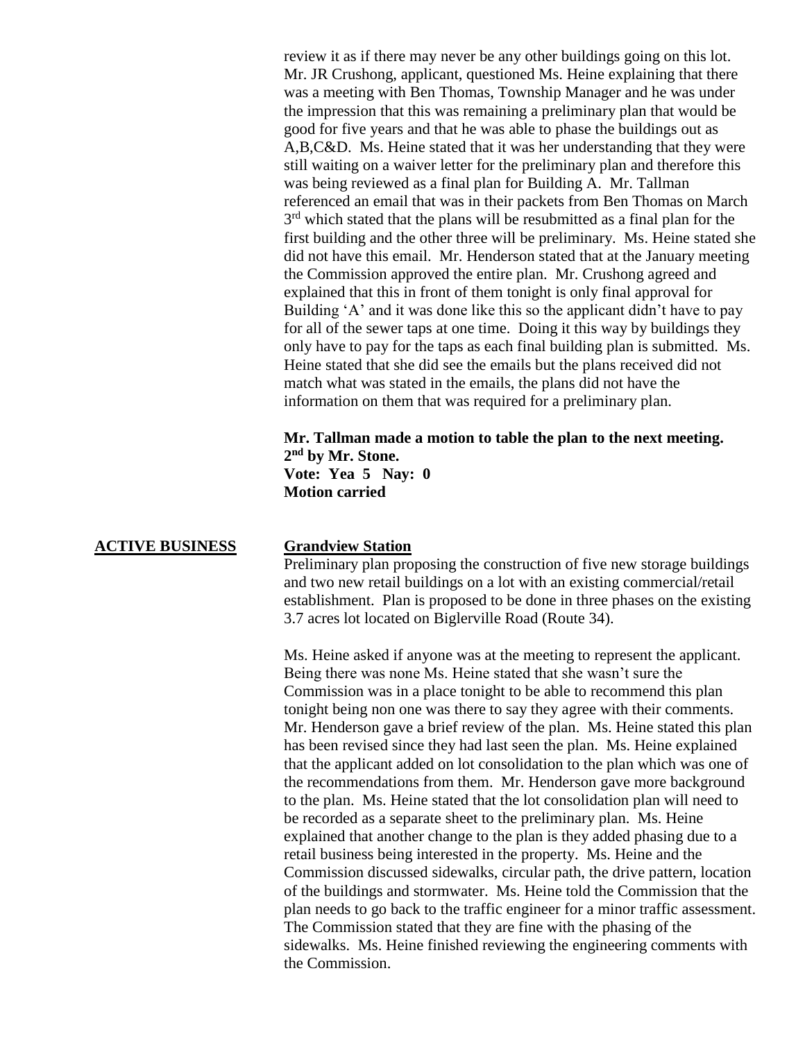review it as if there may never be any other buildings going on this lot. Mr. JR Crushong, applicant, questioned Ms. Heine explaining that there was a meeting with Ben Thomas, Township Manager and he was under the impression that this was remaining a preliminary plan that would be good for five years and that he was able to phase the buildings out as A,B,C&D. Ms. Heine stated that it was her understanding that they were still waiting on a waiver letter for the preliminary plan and therefore this was being reviewed as a final plan for Building A. Mr. Tallman referenced an email that was in their packets from Ben Thomas on March 3rd which stated that the plans will be resubmitted as a final plan for the first building and the other three will be preliminary. Ms. Heine stated she did not have this email. Mr. Henderson stated that at the January meeting the Commission approved the entire plan. Mr. Crushong agreed and explained that this in front of them tonight is only final approval for Building 'A' and it was done like this so the applicant didn't have to pay for all of the sewer taps at one time. Doing it this way by buildings they only have to pay for the taps as each final building plan is submitted. Ms. Heine stated that she did see the emails but the plans received did not match what was stated in the emails, the plans did not have the information on them that was required for a preliminary plan.

**Mr. Tallman made a motion to table the plan to the next meeting.**
**2nd by Mr. Stone.**
**Vote: Yea 5 Nay: 0**
**Motion carried**

**ACTIVE BUSINESS** **Grandview Station**

Preliminary plan proposing the construction of five new storage buildings and two new retail buildings on a lot with an existing commercial/retail establishment. Plan is proposed to be done in three phases on the existing 3.7 acres lot located on Biglerville Road (Route 34).

Ms. Heine asked if anyone was at the meeting to represent the applicant. Being there was none Ms. Heine stated that she wasn't sure the Commission was in a place tonight to be able to recommend this plan tonight being non one was there to say they agree with their comments. Mr. Henderson gave a brief review of the plan. Ms. Heine stated this plan has been revised since they had last seen the plan. Ms. Heine explained that the applicant added on lot consolidation to the plan which was one of the recommendations from them. Mr. Henderson gave more background to the plan. Ms. Heine stated that the lot consolidation plan will need to be recorded as a separate sheet to the preliminary plan. Ms. Heine explained that another change to the plan is they added phasing due to a retail business being interested in the property. Ms. Heine and the Commission discussed sidewalks, circular path, the drive pattern, location of the buildings and stormwater. Ms. Heine told the Commission that the plan needs to go back to the traffic engineer for a minor traffic assessment. The Commission stated that they are fine with the phasing of the sidewalks. Ms. Heine finished reviewing the engineering comments with the Commission.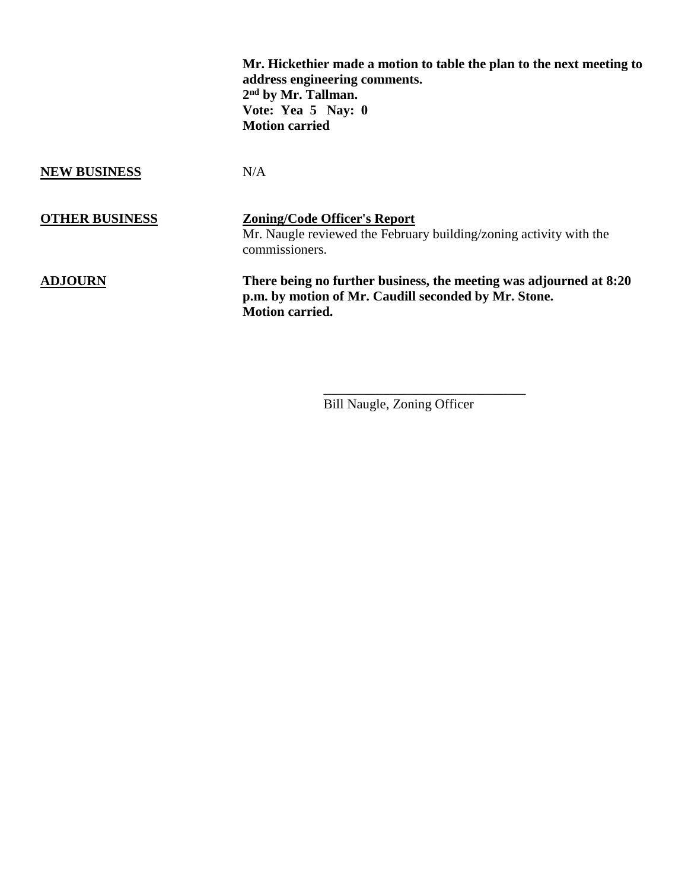**Mr. Hickethier made a motion to table the plan to the next meeting to address engineering comments.**
**2nd by Mr. Tallman.**
**Vote: Yea 5 Nay: 0**
**Motion carried**

**NEW BUSINESS** N/A

**OTHER BUSINESS**

**Zoning/Code Officer's Report**
Mr. Naugle reviewed the February building/zoning activity with the commissioners.

**ADJOURN**

**There being no further business, the meeting was adjourned at 8:20 p.m. by motion of Mr. Caudill seconded by Mr. Stone.**
**Motion carried.**

\_\_\_\_\_\_\_\_\_\_\_\_\_\_\_\_\_\_\_\_\_\_\_\_\_\_\_\_\_\_
Bill Naugle, Zoning Officer